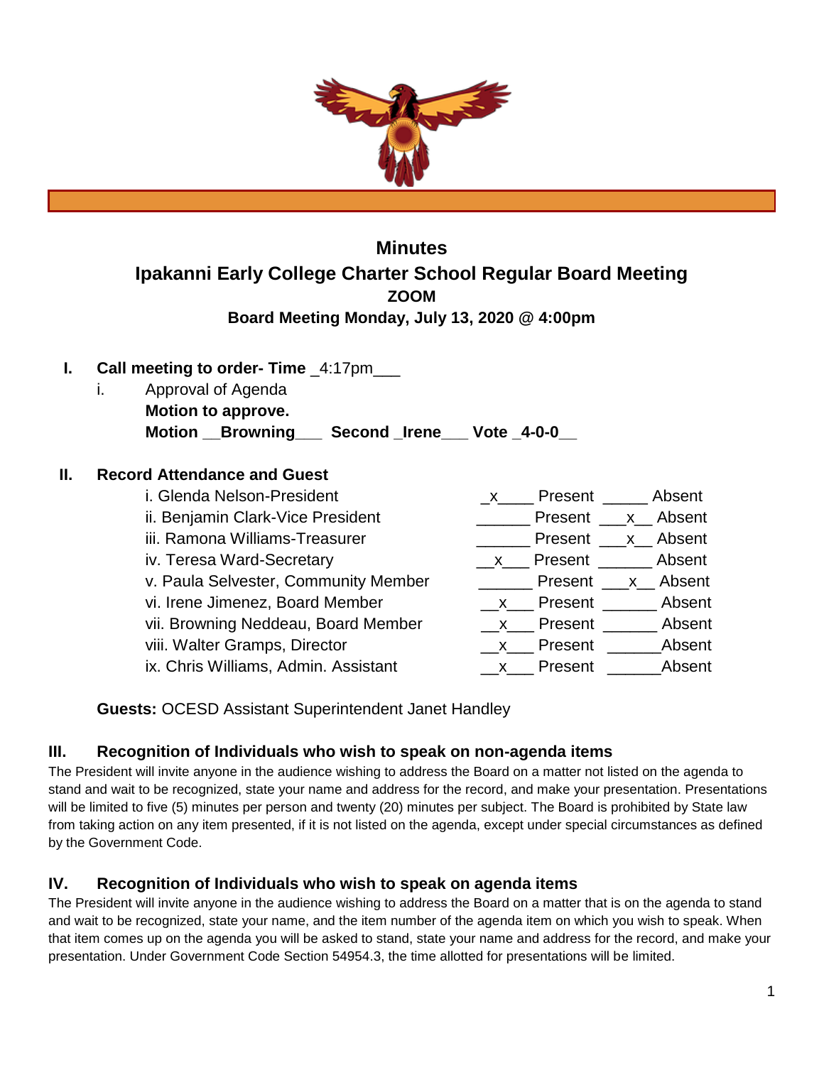# Minutes

## Ipakanni Early College Charter School Regular Board Meeting

**ZOOM**

**Board Meeting Monday, July 13, 2020 @ 4:00pm**

**I. Call meeting to order- Time** _4:17pm___

i. Approval of Agenda

**Motion to approve.**

**Motion __Browning___ Second _Irene___ Vote _4-0-0__**

**II. Record Attendance and Guest**

| | | |
|---|---|---|
| i. Glenda Nelson-President | _x____ Present | _____ Absent |
| ii. Benjamin Clark-Vice President | ______ Present | ___x__ Absent |
| iii. Ramona Williams-Treasurer | ______ Present | ___x__ Absent |
| iv. Teresa Ward-Secretary | __x___ Present | ______ Absent |
| v. Paula Selvester, Community Member | ______ Present | ___x__ Absent |
| vi. Irene Jimenez, Board Member | __x___ Present | ______ Absent |
| vii. Browning Neddeau, Board Member | __x___ Present | ______ Absent |
| viii. Walter Gramps, Director | __x___ Present | ______Absent |
| ix. Chris Williams, Admin. Assistant | __x___ Present | ______Absent |

**Guests:** OCESD Assistant Superintendent Janet Handley

### III. Recognition of Individuals who wish to speak on non-agenda items

The President will invite anyone in the audience wishing to address the Board on a matter not listed on the agenda to stand and wait to be recognized, state your name and address for the record, and make your presentation. Presentations will be limited to five (5) minutes per person and twenty (20) minutes per subject. The Board is prohibited by State law from taking action on any item presented, if it is not listed on the agenda, except under special circumstances as defined by the Government Code.

### IV. Recognition of Individuals who wish to speak on agenda items

The President will invite anyone in the audience wishing to address the Board on a matter that is on the agenda to stand and wait to be recognized, state your name, and the item number of the agenda item on which you wish to speak. When that item comes up on the agenda you will be asked to stand, state your name and address for the record, and make your presentation. Under Government Code Section 54954.3, the time allotted for presentations will be limited.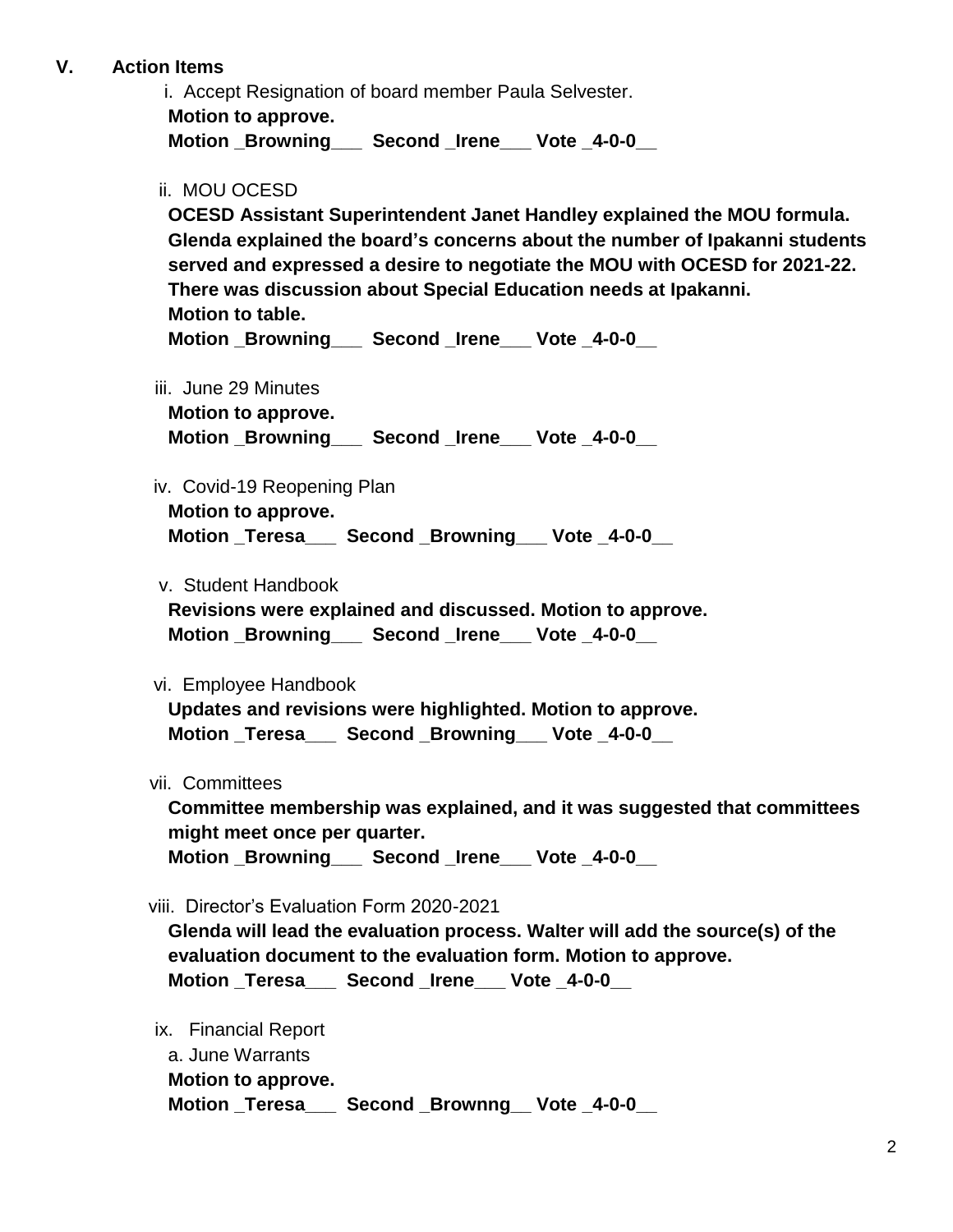## V. Action Items

i. Accept Resignation of board member Paula Selvester.
**Motion to approve.**
**Motion _Browning___ Second _Irene___ Vote _4-0-0__**

ii. MOU OCESD
**OCESD Assistant Superintendent Janet Handley explained the MOU formula. Glenda explained the board's concerns about the number of Ipakanni students served and expressed a desire to negotiate the MOU with OCESD for 2021-22. There was discussion about Special Education needs at Ipakanni.**
**Motion to table.**
**Motion _Browning___ Second _Irene___ Vote _4-0-0__**

iii. June 29 Minutes
**Motion to approve.**
**Motion _Browning___ Second _Irene___ Vote _4-0-0__**

iv. Covid-19 Reopening Plan
**Motion to approve.**
**Motion _Teresa___ Second _Browning___ Vote _4-0-0__**

v. Student Handbook
**Revisions were explained and discussed. Motion to approve.**
**Motion _Browning___ Second _Irene___ Vote _4-0-0__**

vi. Employee Handbook
**Updates and revisions were highlighted. Motion to approve.**
**Motion _Teresa___ Second _Browning___ Vote _4-0-0__**

vii. Committees
**Committee membership was explained, and it was suggested that committees might meet once per quarter.**
**Motion _Browning___ Second _Irene___ Vote _4-0-0__**

viii. Director's Evaluation Form 2020-2021
**Glenda will lead the evaluation process. Walter will add the source(s) of the evaluation document to the evaluation form. Motion to approve.**
**Motion _Teresa___ Second _Irene___ Vote _4-0-0__**

ix. Financial Report
a. June Warrants
**Motion to approve.**
**Motion _Teresa___ Second _Brownng__ Vote _4-0-0__**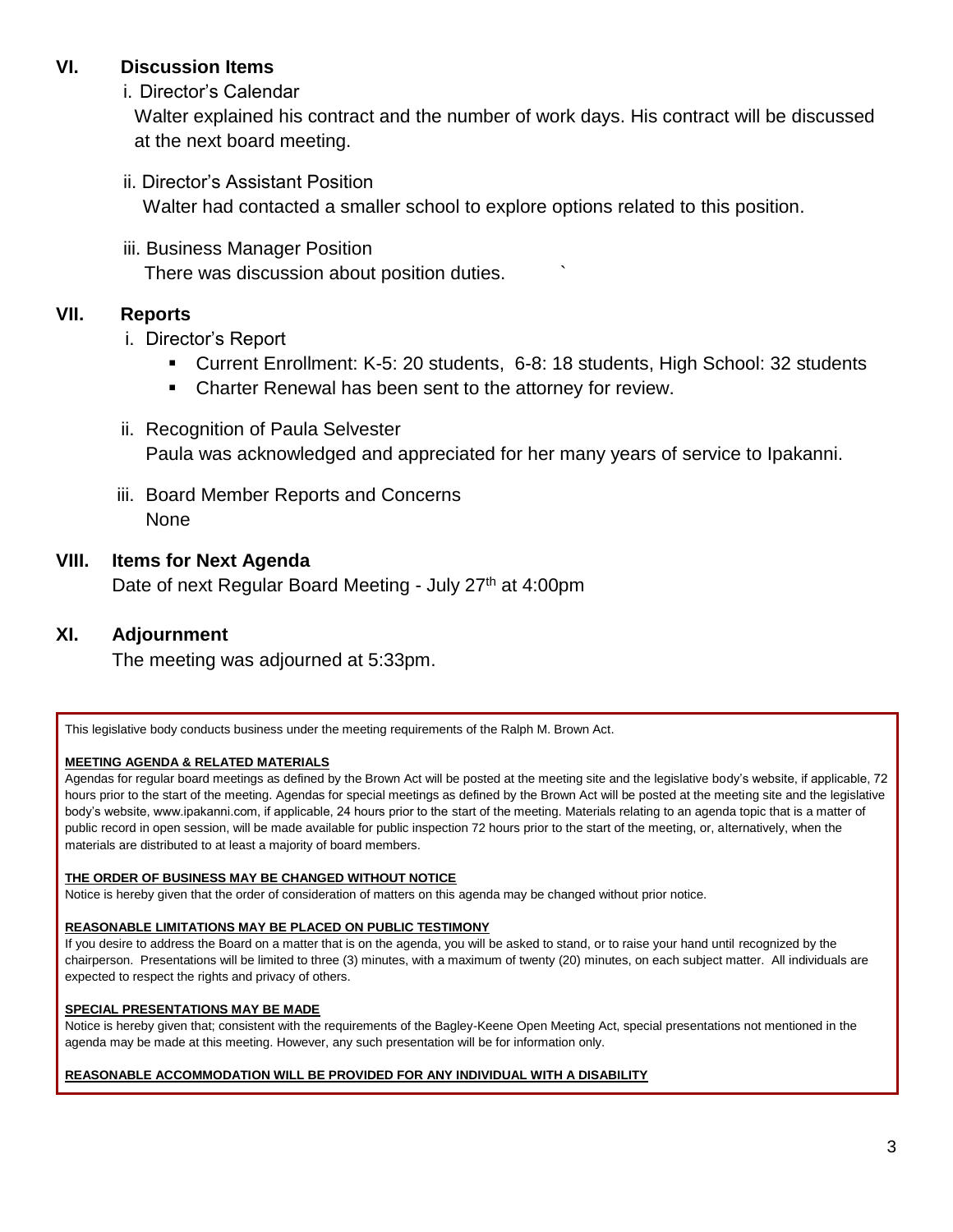## VI. Discussion Items

i. Director's Calendar

Walter explained his contract and the number of work days. His contract will be discussed at the next board meeting.

ii. Director's Assistant Position

Walter had contacted a smaller school to explore options related to this position.

iii. Business Manager Position

There was discussion about position duties.

## VII. Reports

i. Director's Report

- Current Enrollment: K-5: 20 students, 6-8: 18 students, High School: 32 students
- Charter Renewal has been sent to the attorney for review.

ii. Recognition of Paula Selvester

Paula was acknowledged and appreciated for her many years of service to Ipakanni.

iii. Board Member Reports and Concerns

None

## VIII. Items for Next Agenda

Date of next Regular Board Meeting - July 27th at 4:00pm

## XI. Adjournment

The meeting was adjourned at 5:33pm.

---

This legislative body conducts business under the meeting requirements of the Ralph M. Brown Act.

**MEETING AGENDA & RELATED MATERIALS**

Agendas for regular board meetings as defined by the Brown Act will be posted at the meeting site and the legislative body's website, if applicable, 72 hours prior to the start of the meeting. Agendas for special meetings as defined by the Brown Act will be posted at the meeting site and the legislative body's website, www.ipakanni.com, if applicable, 24 hours prior to the start of the meeting. Materials relating to an agenda topic that is a matter of public record in open session, will be made available for public inspection 72 hours prior to the start of the meeting, or, alternatively, when the materials are distributed to at least a majority of board members.

**THE ORDER OF BUSINESS MAY BE CHANGED WITHOUT NOTICE**

Notice is hereby given that the order of consideration of matters on this agenda may be changed without prior notice.

**REASONABLE LIMITATIONS MAY BE PLACED ON PUBLIC TESTIMONY**

If you desire to address the Board on a matter that is on the agenda, you will be asked to stand, or to raise your hand until recognized by the chairperson. Presentations will be limited to three (3) minutes, with a maximum of twenty (20) minutes, on each subject matter. All individuals are expected to respect the rights and privacy of others.

**SPECIAL PRESENTATIONS MAY BE MADE**

Notice is hereby given that; consistent with the requirements of the Bagley-Keene Open Meeting Act, special presentations not mentioned in the agenda may be made at this meeting. However, any such presentation will be for information only.

**REASONABLE ACCOMMODATION WILL BE PROVIDED FOR ANY INDIVIDUAL WITH A DISABILITY**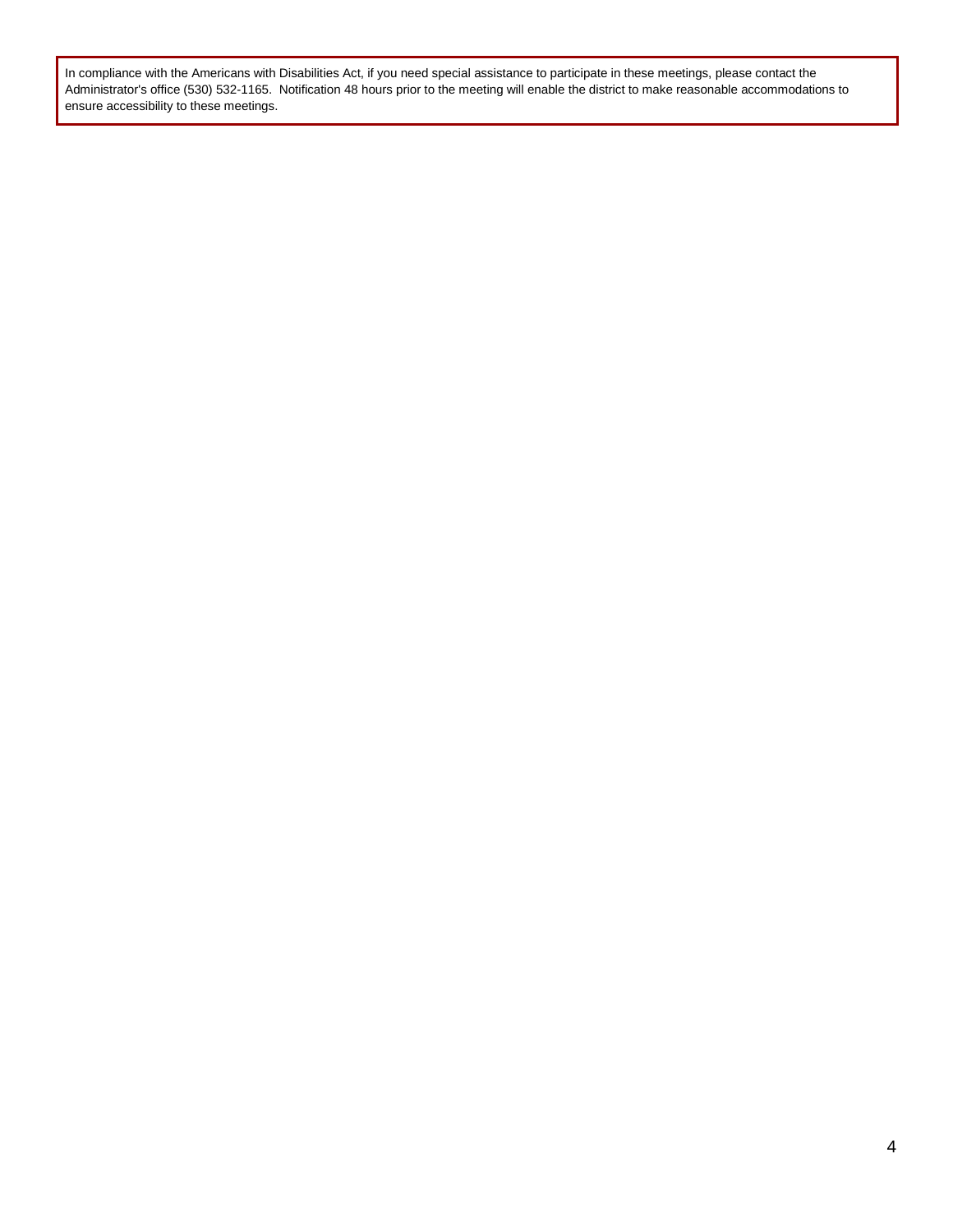In compliance with the Americans with Disabilities Act, if you need special assistance to participate in these meetings, please contact the Administrator's office (530) 532-1165. Notification 48 hours prior to the meeting will enable the district to make reasonable accommodations to ensure accessibility to these meetings.